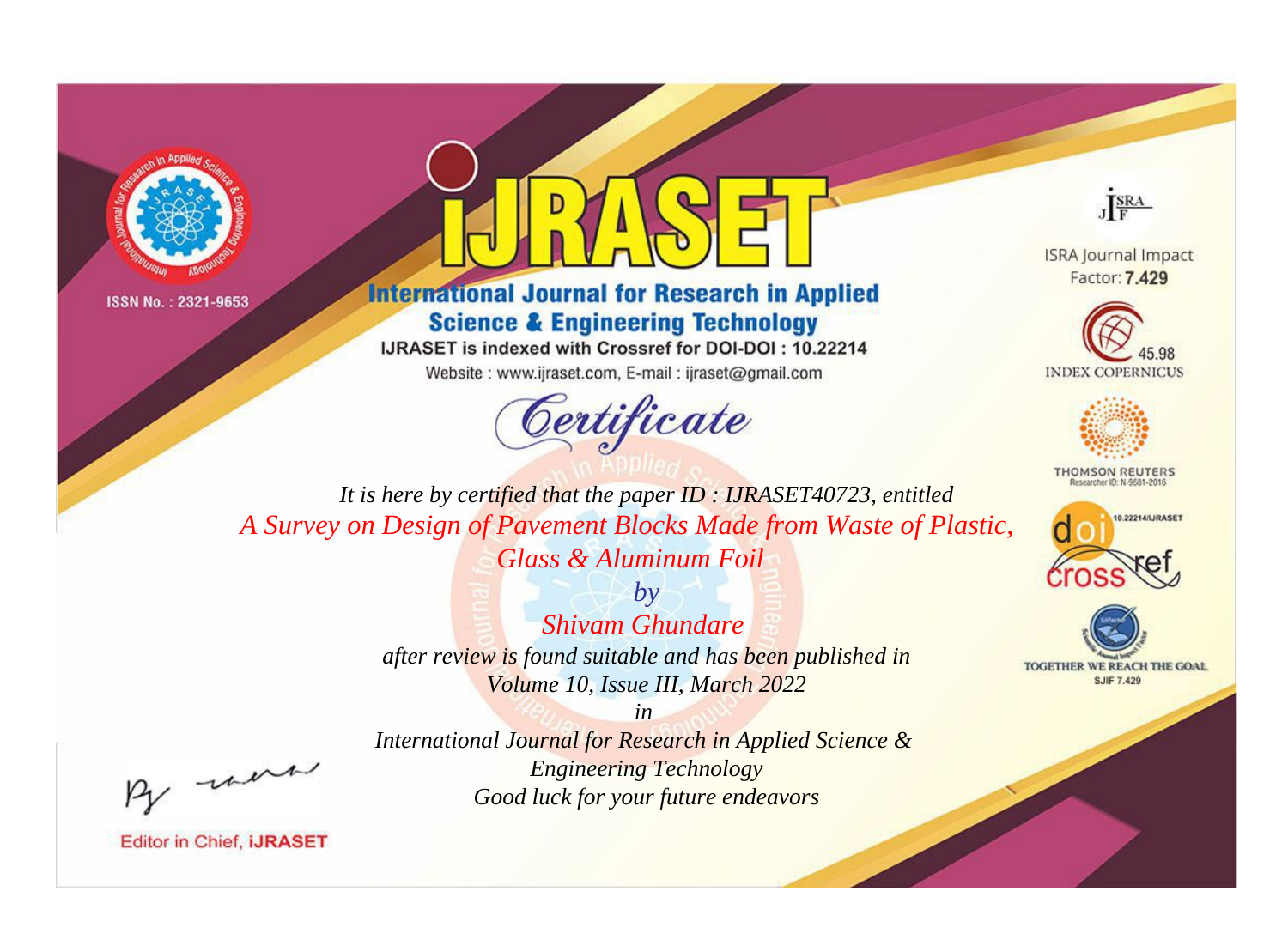ISSN No. : 2321-9653

# IJRASET

## International Journal for Research in Applied Science & Engineering Technology

IJRASET is indexed with Crossref for DOI-DOI : 10.22214

Website : www.ijraset.com, E-mail : ijraset@gmail.com

ISRA Journal Impact Factor: **7.429**

45.98 INDEX COPERNICUS

THOMSON REUTERS Researcher ID: N-9681-2016

10.22214/IJRASET

TOGETHER WE REACH THE GOAL SJIF 7.429

# Certificate

*It is here by certified that the paper ID : IJRASET40723, entitled*

*A Survey on Design of Pavement Blocks Made from Waste of Plastic, Glass & Aluminum Foil*

*by*

*Shivam Ghundare*

*after review is found suitable and has been published in Volume 10, Issue III, March 2022*

*in*

*International Journal for Research in Applied Science & Engineering Technology*

*Good luck for your future endeavors*

Editor in Chief, **iJRASET**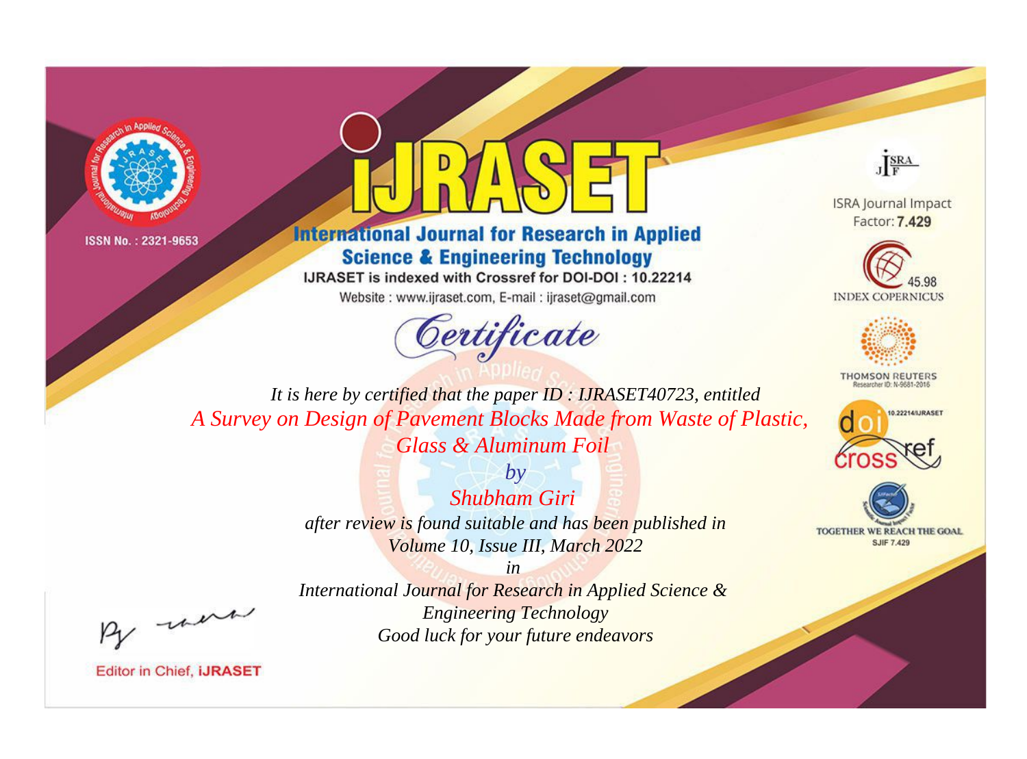ISSN No. : 2321-9653

# IJRASET

## International Journal for Research in Applied Science & Engineering Technology

IJRASET is indexed with Crossref for DOI-DOI : 10.22214

Website : www.ijraset.com, E-mail : ijraset@gmail.com

ISRA Journal Impact Factor: **7.429**

45.98 INDEX COPERNICUS

THOMSON REUTERS Researcher ID: N-9681-2016

10.22214/IJRASET

TOGETHER WE REACH THE GOAL SJIF 7.429

*Certificate*

*It is here by certified that the paper ID : IJRASET40723, entitled*

*A Survey on Design of Pavement Blocks Made from Waste of Plastic, Glass & Aluminum Foil*

*by*

*Shubham Giri*

*after review is found suitable and has been published in Volume 10, Issue III, March 2022*

*in*

*International Journal for Research in Applied Science & Engineering Technology*

*Good luck for your future endeavors*

Editor in Chief, **iJRASET**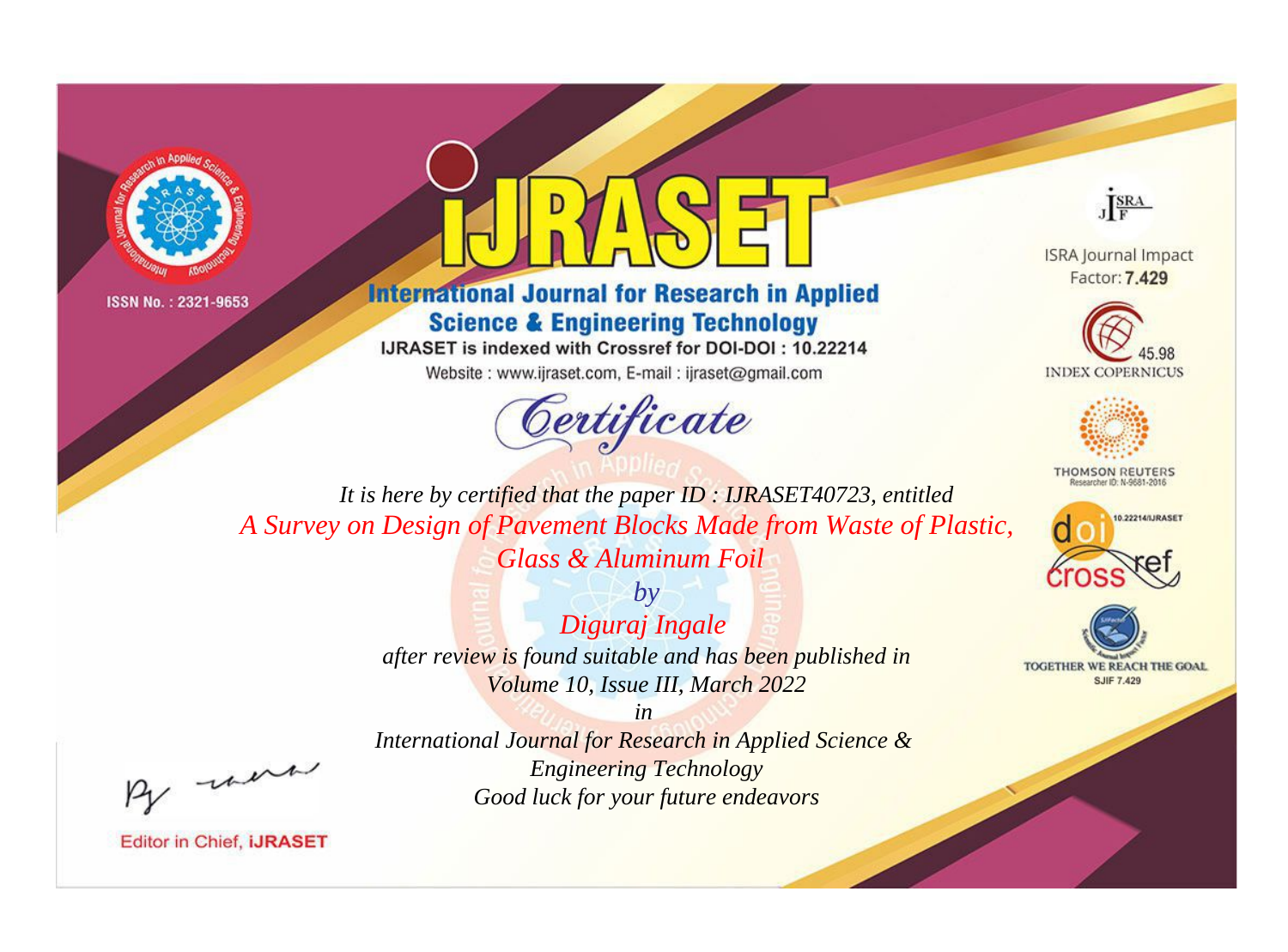ISSN No. : 2321-9653

# IJRASET

## International Journal for Research in Applied Science & Engineering Technology

IJRASET is indexed with Crossref for DOI-DOI : 10.22214

Website : www.ijraset.com, E-mail : ijraset@gmail.com

ISRA Journal Impact Factor: **7.429**

45.98 INDEX COPERNICUS

THOMSON REUTERS Researcher ID: N-9681-2016

10.22214/IJRASET

TOGETHER WE REACH THE GOAL SJIF 7.429

*Certificate*

*It is here by certified that the paper ID : IJRASET40723, entitled*

*A Survey on Design of Pavement Blocks Made from Waste of Plastic, Glass & Aluminum Foil*

*by*

*Diguraj Ingale*

*after review is found suitable and has been published in*

*Volume 10, Issue III, March 2022*

*in*

*International Journal for Research in Applied Science & Engineering Technology*

*Good luck for your future endeavors*

Editor in Chief, **iJRASET**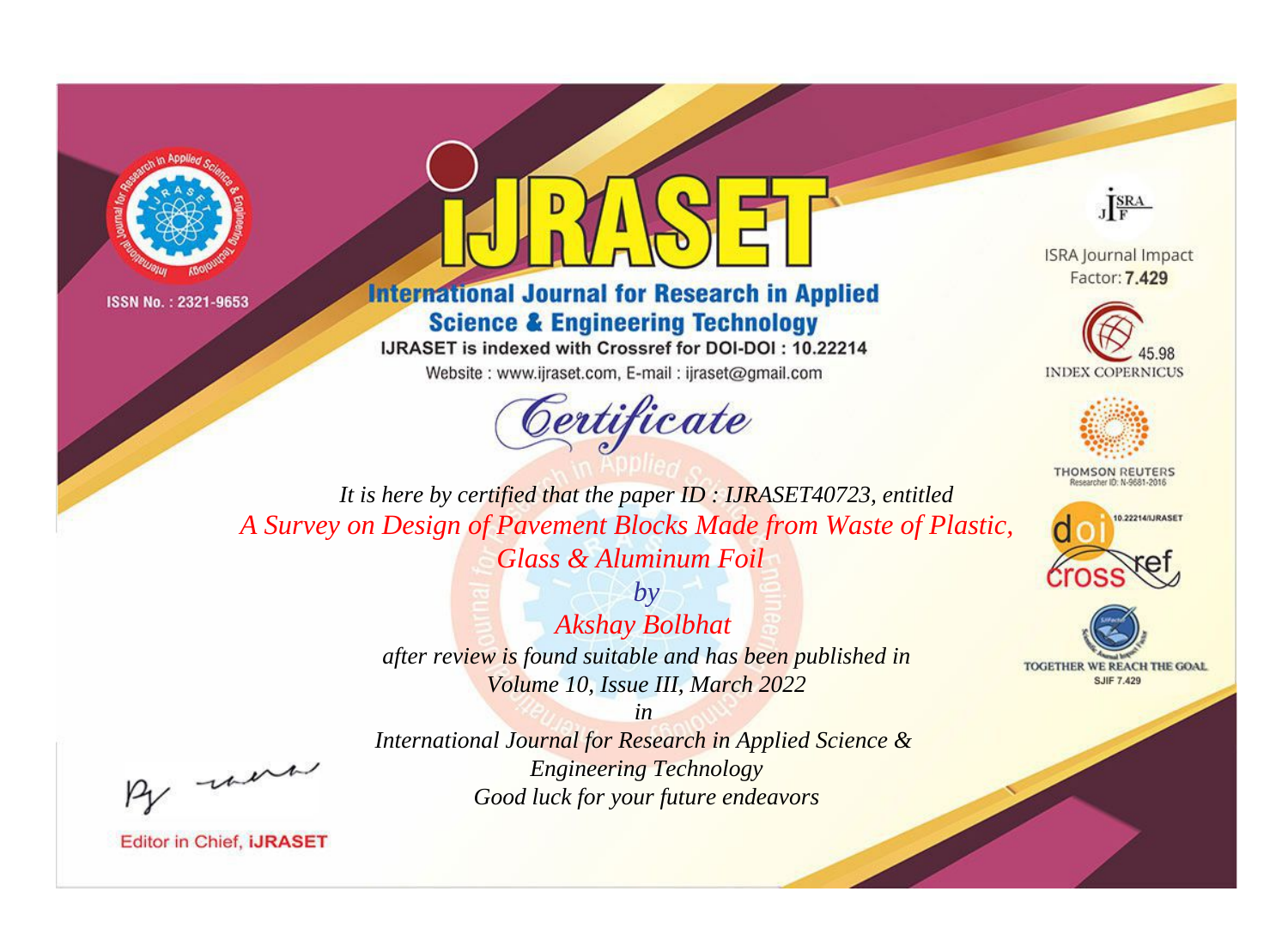ISSN No. : 2321-9653

# IJRASET

## International Journal for Research in Applied Science & Engineering Technology

IJRASET is indexed with Crossref for DOI-DOI : 10.22214

Website : www.ijraset.com, E-mail : ijraset@gmail.com

*Certificate*

*It is here by certified that the paper ID : IJRASET40723, entitled*

*A Survey on Design of Pavement Blocks Made from Waste of Plastic, Glass & Aluminum Foil*

*by*

*Akshay Bolbhat*

*after review is found suitable and has been published in*

*Volume 10, Issue III, March 2022*

*in*

*International Journal for Research in Applied Science & Engineering Technology*

*Good luck for your future endeavors*

ISRA Journal Impact Factor: **7.429**

45.98 INDEX COPERNICUS

THOMSON REUTERS Researcher ID: N-9681-2016

10.22214/IJRASET

TOGETHER WE REACH THE GOAL SJIF 7.429

Editor in Chief, **iJRASET**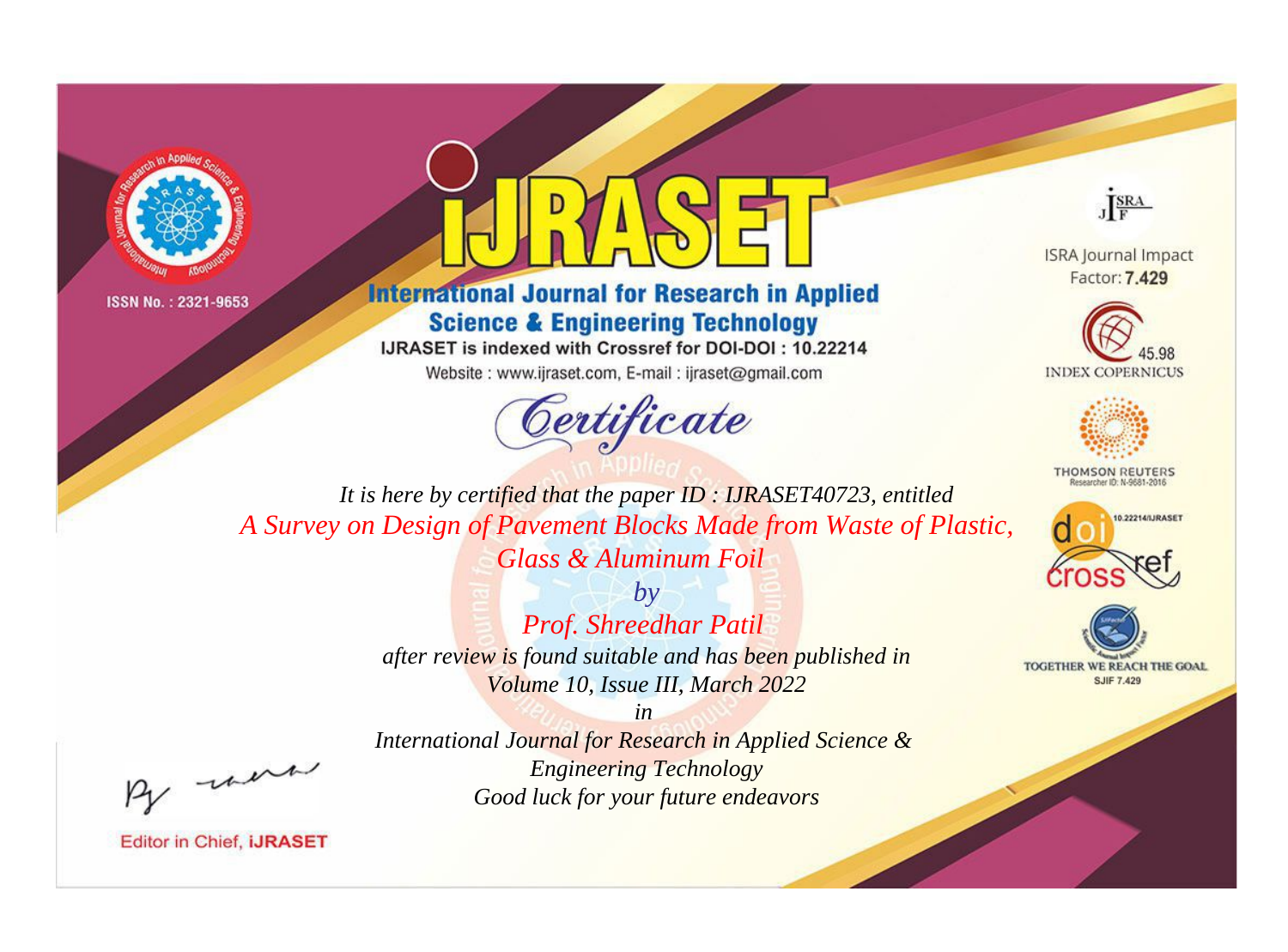ISSN No. : 2321-9653

# iJRASET

## International Journal for Research in Applied Science & Engineering Technology

IJRASET is indexed with Crossref for DOI-DOI : 10.22214

Website : www.ijraset.com, E-mail : ijraset@gmail.com

ISRA Journal Impact Factor: **7.429**

45.98 INDEX COPERNICUS

THOMSON REUTERS Researcher ID: N-9681-2016

10.22214/IJRASET

TOGETHER WE REACH THE GOAL SJIF 7.429

*Certificate*

*It is here by certified that the paper ID : IJRASET40723, entitled*

*A Survey on Design of Pavement Blocks Made from Waste of Plastic, Glass & Aluminum Foil*

*by*

*Prof. Shreedhar Patil*

*after review is found suitable and has been published in*

*Volume 10, Issue III, March 2022*

*in*

*International Journal for Research in Applied Science & Engineering Technology*

*Good luck for your future endeavors*

Editor in Chief, iJRASET